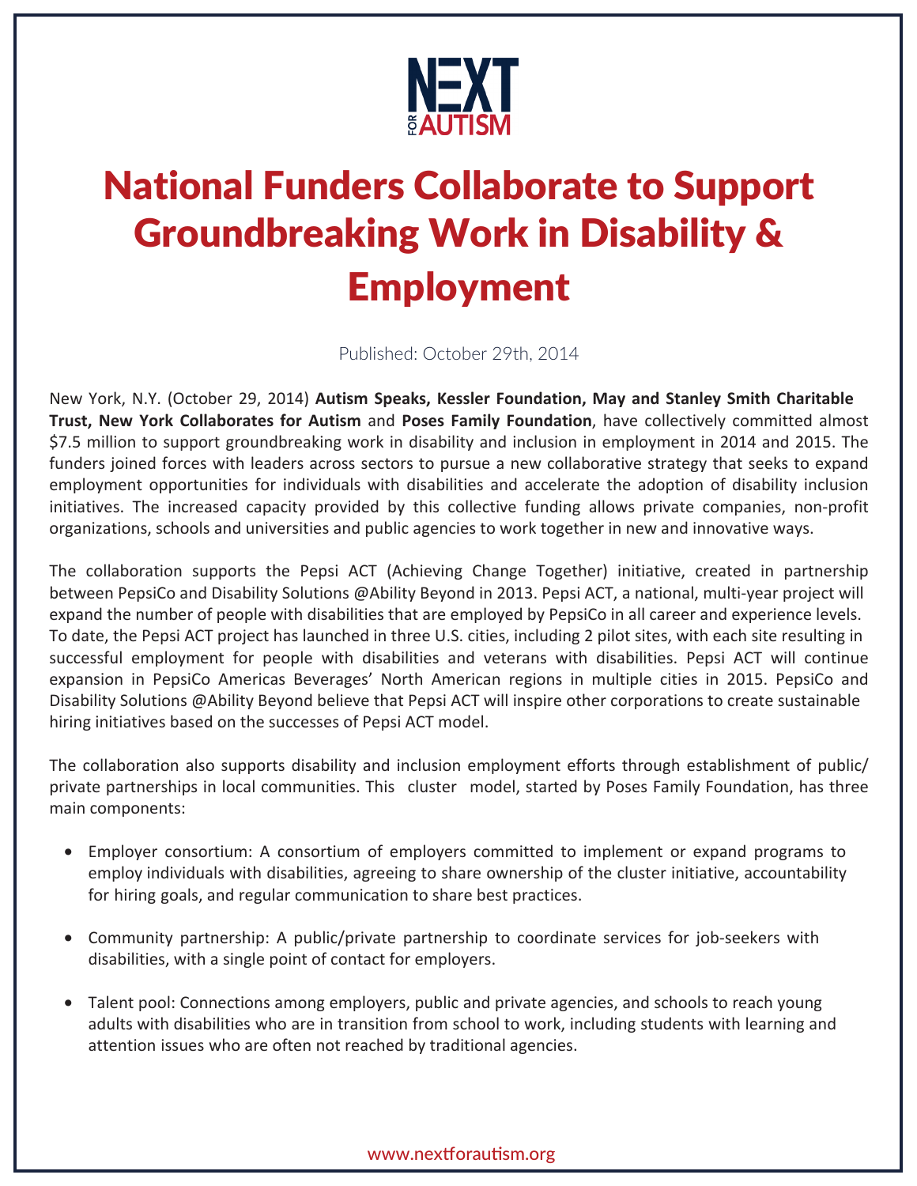NEXT FOR AUTISM

# National Funders Collaborate to Support Groundbreaking Work in Disability & Employment

Published: October 29th, 2014

New York, N.Y. (October 29, 2014) **Autism Speaks, Kessler Foundation, May and Stanley Smith Charitable Trust, New York Collaborates for Autism** and **Poses Family Foundation**, have collectively committed almost $7.5 million to support groundbreaking work in disability and inclusion in employment in 2014 and 2015. The funders joined forces with leaders across sectors to pursue a new collaborative strategy that seeks to expand employment opportunities for individuals with disabilities and accelerate the adoption of disability inclusion initiatives. The increased capacity provided by this collective funding allows private companies, non-profit organizations, schools and universities and public agencies to work together in new and innovative ways.

The collaboration supports the Pepsi ACT (Achieving Change Together) initiative, created in partnership between PepsiCo and Disability Solutions @Ability Beyond in 2013. Pepsi ACT, a national, multi-year project will expand the number of people with disabilities that are employed by PepsiCo in all career and experience levels. To date, the Pepsi ACT project has launched in three U.S. cities, including 2 pilot sites, with each site resulting in successful employment for people with disabilities and veterans with disabilities. Pepsi ACT will continue expansion in PepsiCo Americas Beverages' North American regions in multiple cities in 2015. PepsiCo and Disability Solutions @Ability Beyond believe that Pepsi ACT will inspire other corporations to create sustainable hiring initiatives based on the successes of Pepsi ACT model.

The collaboration also supports disability and inclusion employment efforts through establishment of public/ private partnerships in local communities. This cluster model, started by Poses Family Foundation, has three main components:

- Employer consortium: A consortium of employers committed to implement or expand programs to employ individuals with disabilities, agreeing to share ownership of the cluster initiative, accountability for hiring goals, and regular communication to share best practices.
- Community partnership: A public/private partnership to coordinate services for job-seekers with disabilities, with a single point of contact for employers.
- Talent pool: Connections among employers, public and private agencies, and schools to reach young adults with disabilities who are in transition from school to work, including students with learning and attention issues who are often not reached by traditional agencies.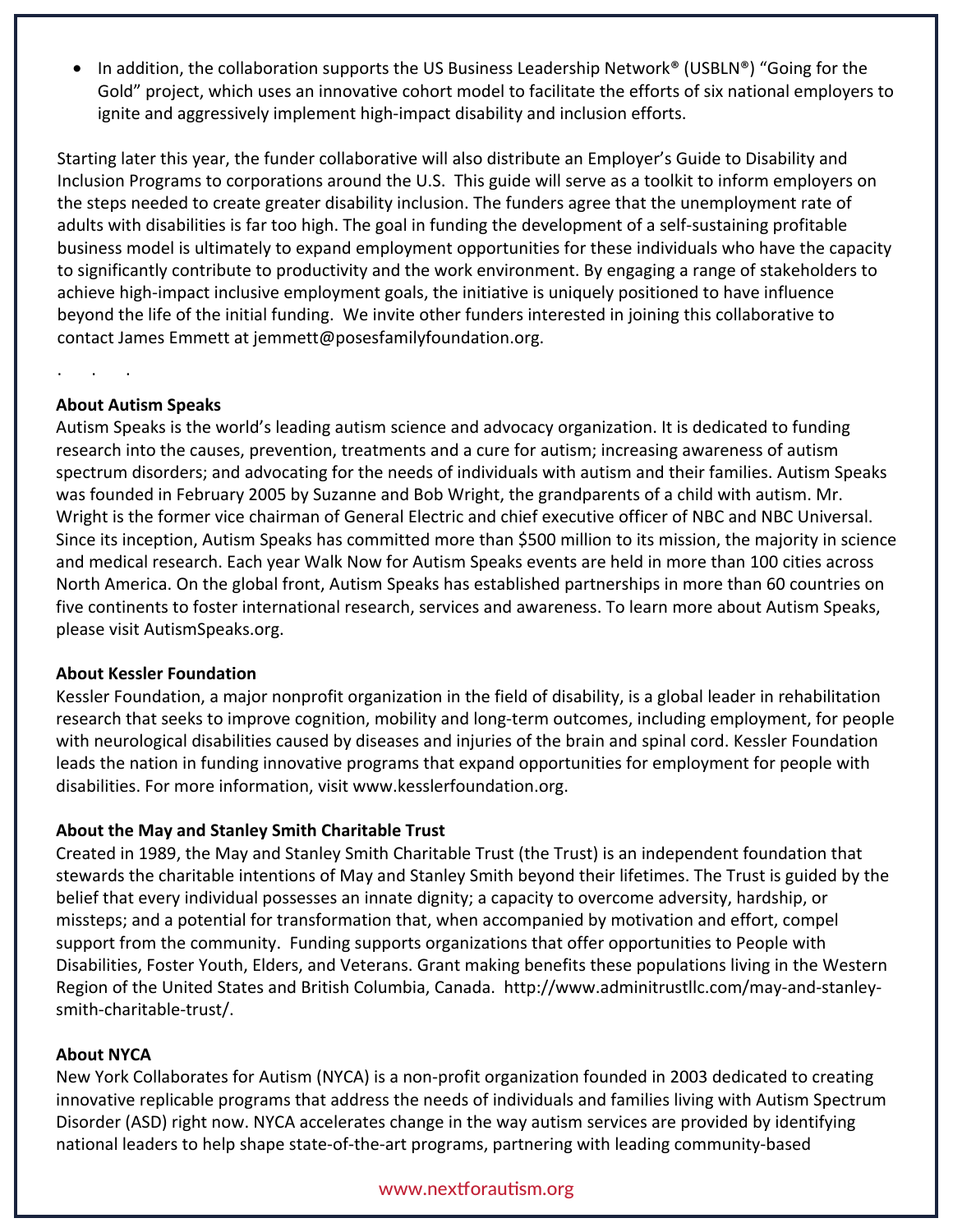- In addition, the collaboration supports the US Business Leadership Network® (USBLN®) "Going for the Gold" project, which uses an innovative cohort model to facilitate the efforts of six national employers to ignite and aggressively implement high-impact disability and inclusion efforts.

Starting later this year, the funder collaborative will also distribute an Employer's Guide to Disability and Inclusion Programs to corporations around the U.S. This guide will serve as a toolkit to inform employers on the steps needed to create greater disability inclusion. The funders agree that the unemployment rate of adults with disabilities is far too high. The goal in funding the development of a self-sustaining profitable business model is ultimately to expand employment opportunities for these individuals who have the capacity to significantly contribute to productivity and the work environment. By engaging a range of stakeholders to achieve high-impact inclusive employment goals, the initiative is uniquely positioned to have influence beyond the life of the initial funding. We invite other funders interested in joining this collaborative to contact James Emmett at jemmett@posesfamilyfoundation.org.

. . .

**About Autism Speaks**
Autism Speaks is the world's leading autism science and advocacy organization. It is dedicated to funding research into the causes, prevention, treatments and a cure for autism; increasing awareness of autism spectrum disorders; and advocating for the needs of individuals with autism and their families. Autism Speaks was founded in February 2005 by Suzanne and Bob Wright, the grandparents of a child with autism. Mr. Wright is the former vice chairman of General Electric and chief executive officer of NBC and NBC Universal. Since its inception, Autism Speaks has committed more than $500 million to its mission, the majority in science and medical research. Each year Walk Now for Autism Speaks events are held in more than 100 cities across North America. On the global front, Autism Speaks has established partnerships in more than 60 countries on five continents to foster international research, services and awareness. To learn more about Autism Speaks, please visit AutismSpeaks.org.

**About Kessler Foundation**
Kessler Foundation, a major nonprofit organization in the field of disability, is a global leader in rehabilitation research that seeks to improve cognition, mobility and long-term outcomes, including employment, for people with neurological disabilities caused by diseases and injuries of the brain and spinal cord. Kessler Foundation leads the nation in funding innovative programs that expand opportunities for employment for people with disabilities. For more information, visit www.kesslerfoundation.org.

**About the May and Stanley Smith Charitable Trust**
Created in 1989, the May and Stanley Smith Charitable Trust (the Trust) is an independent foundation that stewards the charitable intentions of May and Stanley Smith beyond their lifetimes. The Trust is guided by the belief that every individual possesses an innate dignity; a capacity to overcome adversity, hardship, or missteps; and a potential for transformation that, when accompanied by motivation and effort, compel support from the community. Funding supports organizations that offer opportunities to People with Disabilities, Foster Youth, Elders, and Veterans. Grant making benefits these populations living in the Western Region of the United States and British Columbia, Canada. http://www.adminitrustllc.com/may-and-stanley-smith-charitable-trust/.

**About NYCA**
New York Collaborates for Autism (NYCA) is a non-profit organization founded in 2003 dedicated to creating innovative replicable programs that address the needs of individuals and families living with Autism Spectrum Disorder (ASD) right now. NYCA accelerates change in the way autism services are provided by identifying national leaders to help shape state-of-the-art programs, partnering with leading community-based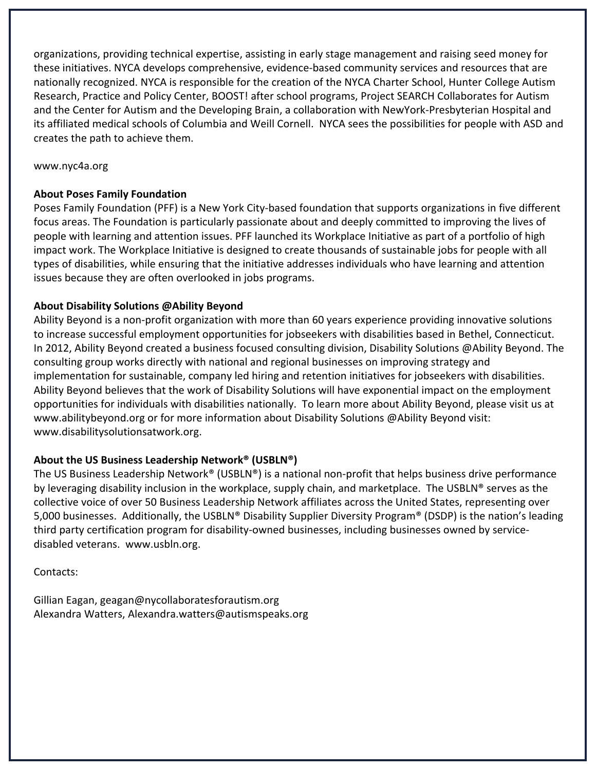organizations, providing technical expertise, assisting in early stage management and raising seed money for these initiatives. NYCA develops comprehensive, evidence-based community services and resources that are nationally recognized. NYCA is responsible for the creation of the NYCA Charter School, Hunter College Autism Research, Practice and Policy Center, BOOST! after school programs, Project SEARCH Collaborates for Autism and the Center for Autism and the Developing Brain, a collaboration with NewYork-Presbyterian Hospital and its affiliated medical schools of Columbia and Weill Cornell. NYCA sees the possibilities for people with ASD and creates the path to achieve them.

www.nyc4a.org

**About Poses Family Foundation**

Poses Family Foundation (PFF) is a New York City-based foundation that supports organizations in five different focus areas. The Foundation is particularly passionate about and deeply committed to improving the lives of people with learning and attention issues. PFF launched its Workplace Initiative as part of a portfolio of high impact work. The Workplace Initiative is designed to create thousands of sustainable jobs for people with all types of disabilities, while ensuring that the initiative addresses individuals who have learning and attention issues because they are often overlooked in jobs programs.

**About Disability Solutions @Ability Beyond**

Ability Beyond is a non-profit organization with more than 60 years experience providing innovative solutions to increase successful employment opportunities for jobseekers with disabilities based in Bethel, Connecticut. In 2012, Ability Beyond created a business focused consulting division, Disability Solutions @Ability Beyond. The consulting group works directly with national and regional businesses on improving strategy and implementation for sustainable, company led hiring and retention initiatives for jobseekers with disabilities. Ability Beyond believes that the work of Disability Solutions will have exponential impact on the employment opportunities for individuals with disabilities nationally. To learn more about Ability Beyond, please visit us at www.abilitybeyond.org or for more information about Disability Solutions @Ability Beyond visit: www.disabilitysolutionsatwork.org.

**About the US Business Leadership Network® (USBLN®)**

The US Business Leadership Network® (USBLN®) is a national non-profit that helps business drive performance by leveraging disability inclusion in the workplace, supply chain, and marketplace. The USBLN® serves as the collective voice of over 50 Business Leadership Network affiliates across the United States, representing over 5,000 businesses. Additionally, the USBLN® Disability Supplier Diversity Program® (DSDP) is the nation's leading third party certification program for disability-owned businesses, including businesses owned by service-disabled veterans. www.usbln.org.

Contacts:

Gillian Eagan, geagan@nycollaboratesforautism.org
Alexandra Watters, Alexandra.watters@autismspeaks.org